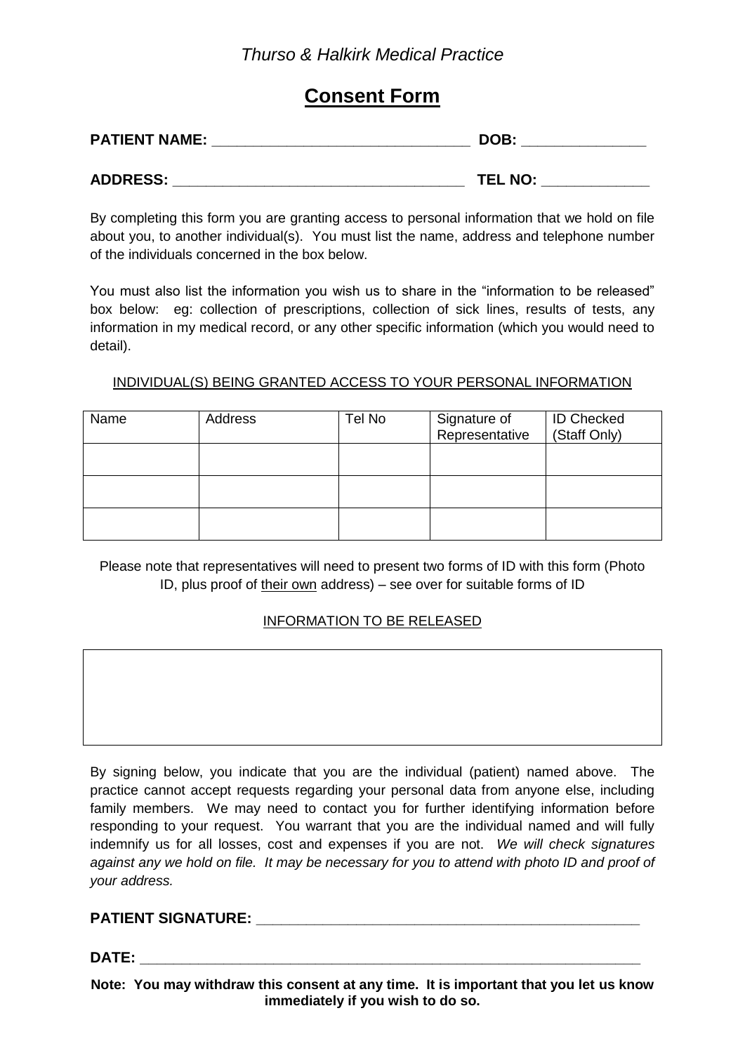*Thurso & Halkirk Medical Practice*

# Consent Form

**PATIENT NAME:** _______________________________ **DOB:** _______________

**ADDRESS:** ___________________________________ **TEL NO:** _____________

By completing this form you are granting access to personal information that we hold on file about you, to another individual(s). You must list the name, address and telephone number of the individuals concerned in the box below.

You must also list the information you wish us to share in the "information to be released" box below: eg: collection of prescriptions, collection of sick lines, results of tests, any information in my medical record, or any other specific information (which you would need to detail).

<u>INDIVIDUAL(S) BEING GRANTED ACCESS TO YOUR PERSONAL INFORMATION</u>

| Name | Address | Tel No | Signature of Representative | ID Checked (Staff Only) |
|---|---|---|---|---|
| | | | | |
| | | | | |
| | | | | |

Please note that representatives will need to present two forms of ID with this form (Photo ID, plus proof of <u>their own</u> address) – see over for suitable forms of ID

<u>INFORMATION TO BE RELEASED</u>

| |
|---|
| |

By signing below, you indicate that you are the individual (patient) named above. The practice cannot accept requests regarding your personal data from anyone else, including family members. We may need to contact you for further identifying information before responding to your request. You warrant that you are the individual named and will fully indemnify us for all losses, cost and expenses if you are not. *We will check signatures against any we hold on file. It may be necessary for you to attend with photo ID and proof of your address.*

**PATIENT SIGNATURE:** ________________________________________________

**DATE:** _____________________________________________________________

**Note: You may withdraw this consent at any time. It is important that you let us know immediately if you wish to do so.**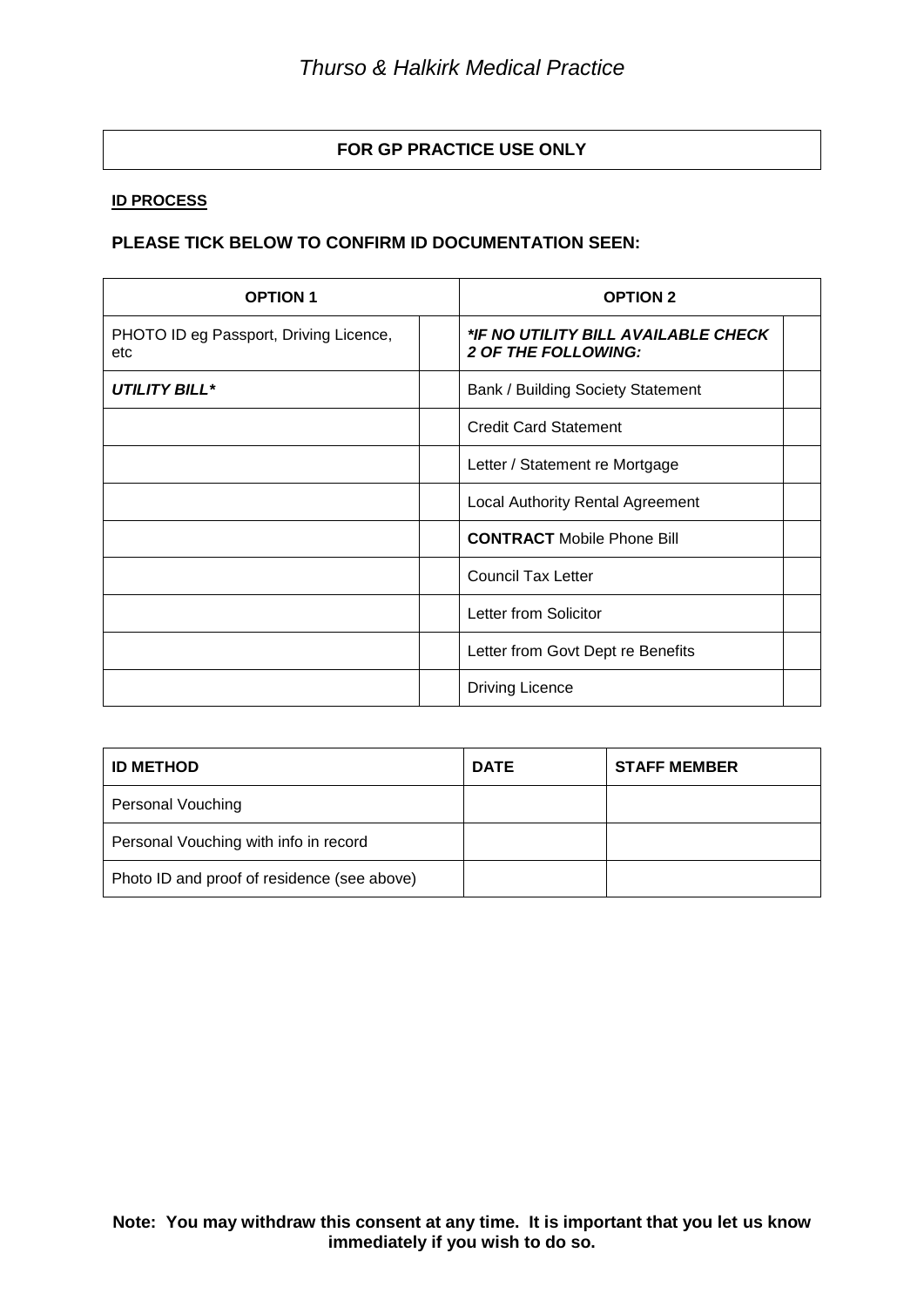*Thurso & Halkirk Medical Practice*

**FOR GP PRACTICE USE ONLY**

**ID PROCESS**

**PLEASE TICK BELOW TO CONFIRM ID DOCUMENTATION SEEN:**

| OPTION 1 | | OPTION 2 | |
|---|---|---|---|
| PHOTO ID eg Passport, Driving Licence, etc | | ***IF NO UTILITY BILL AVAILABLE CHECK 2 OF THE FOLLOWING:** | |
| ***UTILITY BILL*** | | Bank / Building Society Statement | |
| | | Credit Card Statement | |
| | | Letter / Statement re Mortgage | |
| | | Local Authority Rental Agreement | |
| | | **CONTRACT** Mobile Phone Bill | |
| | | Council Tax Letter | |
| | | Letter from Solicitor | |
| | | Letter from Govt Dept re Benefits | |
| | | Driving Licence | |

| ID METHOD | DATE | STAFF MEMBER |
|---|---|---|
| Personal Vouching | | |
| Personal Vouching with info in record | | |
| Photo ID and proof of residence (see above) | | |

**Note: You may withdraw this consent at any time. It is important that you let us know immediately if you wish to do so.**